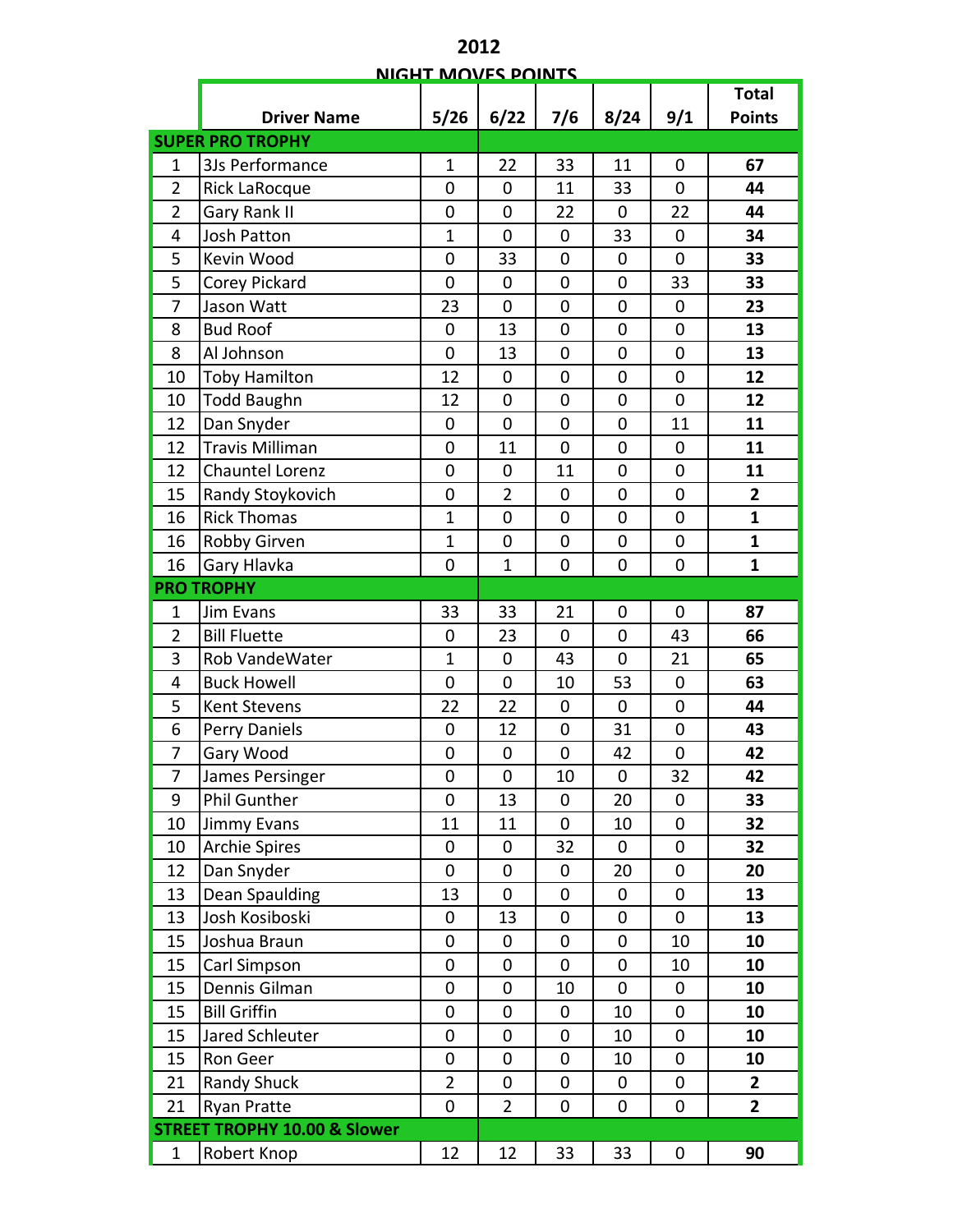# 2012

## NIGHT MOVES POINTS

| | Driver Name | 5/26 | 6/22 | 7/6 | 8/24 | 9/1 | Total Points |
|---|---|---|---|---|---|---|---|
| **SUPER PRO TROPHY** | | | | | | | |
| 1 | 3Js Performance | 1 | 22 | 33 | 11 | 0 | **67** |
| 2 | Rick LaRocque | 0 | 0 | 11 | 33 | 0 | **44** |
| 2 | Gary Rank II | 0 | 0 | 22 | 0 | 22 | **44** |
| 4 | Josh Patton | 1 | 0 | 0 | 33 | 0 | **34** |
| 5 | Kevin Wood | 0 | 33 | 0 | 0 | 0 | **33** |
| 5 | Corey Pickard | 0 | 0 | 0 | 0 | 33 | **33** |
| 7 | Jason Watt | 23 | 0 | 0 | 0 | 0 | **23** |
| 8 | Bud Roof | 0 | 13 | 0 | 0 | 0 | **13** |
| 8 | Al Johnson | 0 | 13 | 0 | 0 | 0 | **13** |
| 10 | Toby Hamilton | 12 | 0 | 0 | 0 | 0 | **12** |
| 10 | Todd Baughn | 12 | 0 | 0 | 0 | 0 | **12** |
| 12 | Dan Snyder | 0 | 0 | 0 | 0 | 11 | **11** |
| 12 | Travis Milliman | 0 | 11 | 0 | 0 | 0 | **11** |
| 12 | Chauntel Lorenz | 0 | 0 | 11 | 0 | 0 | **11** |
| 15 | Randy Stoykovich | 0 | 2 | 0 | 0 | 0 | **2** |
| 16 | Rick Thomas | 1 | 0 | 0 | 0 | 0 | **1** |
| 16 | Robby Girven | 1 | 0 | 0 | 0 | 0 | **1** |
| 16 | Gary Hlavka | 0 | 1 | 0 | 0 | 0 | **1** |
| **PRO TROPHY** | | | | | | | |
| 1 | Jim Evans | 33 | 33 | 21 | 0 | 0 | **87** |
| 2 | Bill Fluette | 0 | 23 | 0 | 0 | 43 | **66** |
| 3 | Rob VandeWater | 1 | 0 | 43 | 0 | 21 | **65** |
| 4 | Buck Howell | 0 | 0 | 10 | 53 | 0 | **63** |
| 5 | Kent Stevens | 22 | 22 | 0 | 0 | 0 | **44** |
| 6 | Perry Daniels | 0 | 12 | 0 | 31 | 0 | **43** |
| 7 | Gary Wood | 0 | 0 | 0 | 42 | 0 | **42** |
| 7 | James Persinger | 0 | 0 | 10 | 0 | 32 | **42** |
| 9 | Phil Gunther | 0 | 13 | 0 | 20 | 0 | **33** |
| 10 | Jimmy Evans | 11 | 11 | 0 | 10 | 0 | **32** |
| 10 | Archie Spires | 0 | 0 | 32 | 0 | 0 | **32** |
| 12 | Dan Snyder | 0 | 0 | 0 | 20 | 0 | **20** |
| 13 | Dean Spaulding | 13 | 0 | 0 | 0 | 0 | **13** |
| 13 | Josh Kosiboski | 0 | 13 | 0 | 0 | 0 | **13** |
| 15 | Joshua Braun | 0 | 0 | 0 | 0 | 10 | **10** |
| 15 | Carl Simpson | 0 | 0 | 0 | 0 | 10 | **10** |
| 15 | Dennis Gilman | 0 | 0 | 10 | 0 | 0 | **10** |
| 15 | Bill Griffin | 0 | 0 | 0 | 10 | 0 | **10** |
| 15 | Jared Schleuter | 0 | 0 | 0 | 10 | 0 | **10** |
| 15 | Ron Geer | 0 | 0 | 0 | 10 | 0 | **10** |
| 21 | Randy Shuck | 2 | 0 | 0 | 0 | 0 | **2** |
| 21 | Ryan Pratte | 0 | 2 | 0 | 0 | 0 | **2** |
| **STREET TROPHY 10.00 & Slower** | | | | | | | |
| 1 | Robert Knop | 12 | 12 | 33 | 33 | 0 | **90** |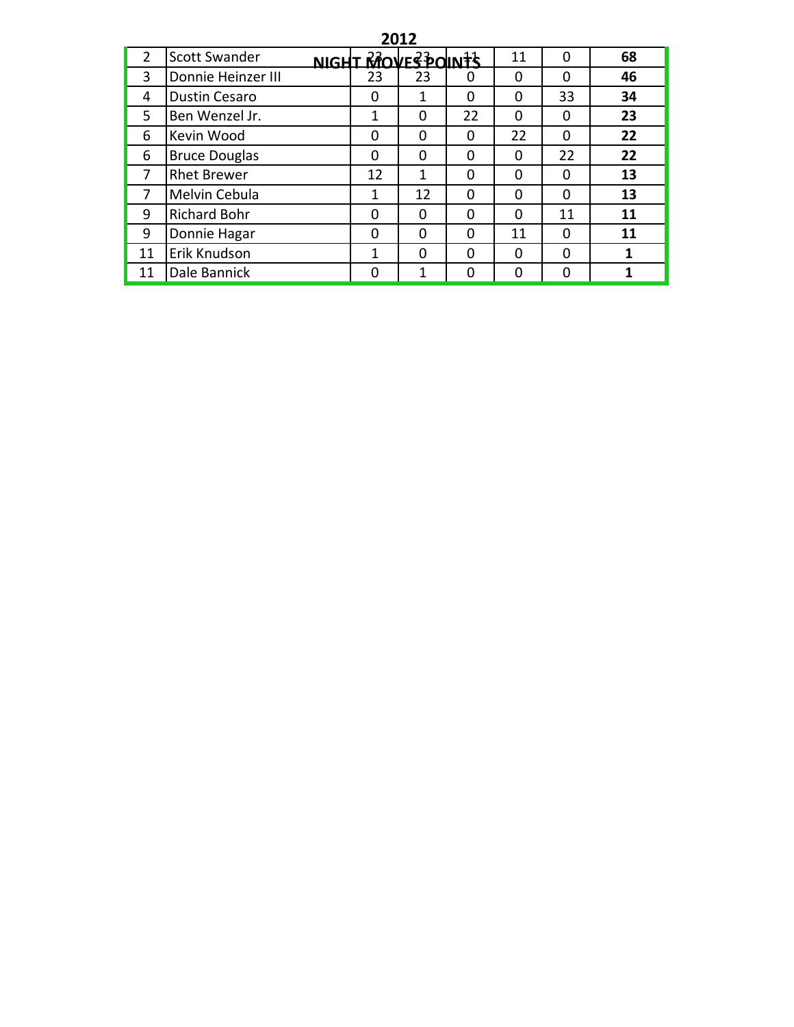2012

NIGHT MOVES POINTS

| | | | | | | | |
|---|---|---|---|---|---|---|---|
| 2 | Scott Swander | 23 | 23 | 11 | 11 | 0 | **68** |
| 3 | Donnie Heinzer III | 23 | 23 | 0 | 0 | 0 | **46** |
| 4 | Dustin Cesaro | 0 | 1 | 0 | 0 | 33 | **34** |
| 5 | Ben Wenzel Jr. | 1 | 0 | 22 | 0 | 0 | **23** |
| 6 | Kevin Wood | 0 | 0 | 0 | 22 | 0 | **22** |
| 6 | Bruce Douglas | 0 | 0 | 0 | 0 | 22 | **22** |
| 7 | Rhet Brewer | 12 | 1 | 0 | 0 | 0 | **13** |
| 7 | Melvin Cebula | 1 | 12 | 0 | 0 | 0 | **13** |
| 9 | Richard Bohr | 0 | 0 | 0 | 0 | 11 | **11** |
| 9 | Donnie Hagar | 0 | 0 | 0 | 11 | 0 | **11** |
| 11 | Erik Knudson | 1 | 0 | 0 | 0 | 0 | **1** |
| 11 | Dale Bannick | 0 | 1 | 0 | 0 | 0 | **1** |